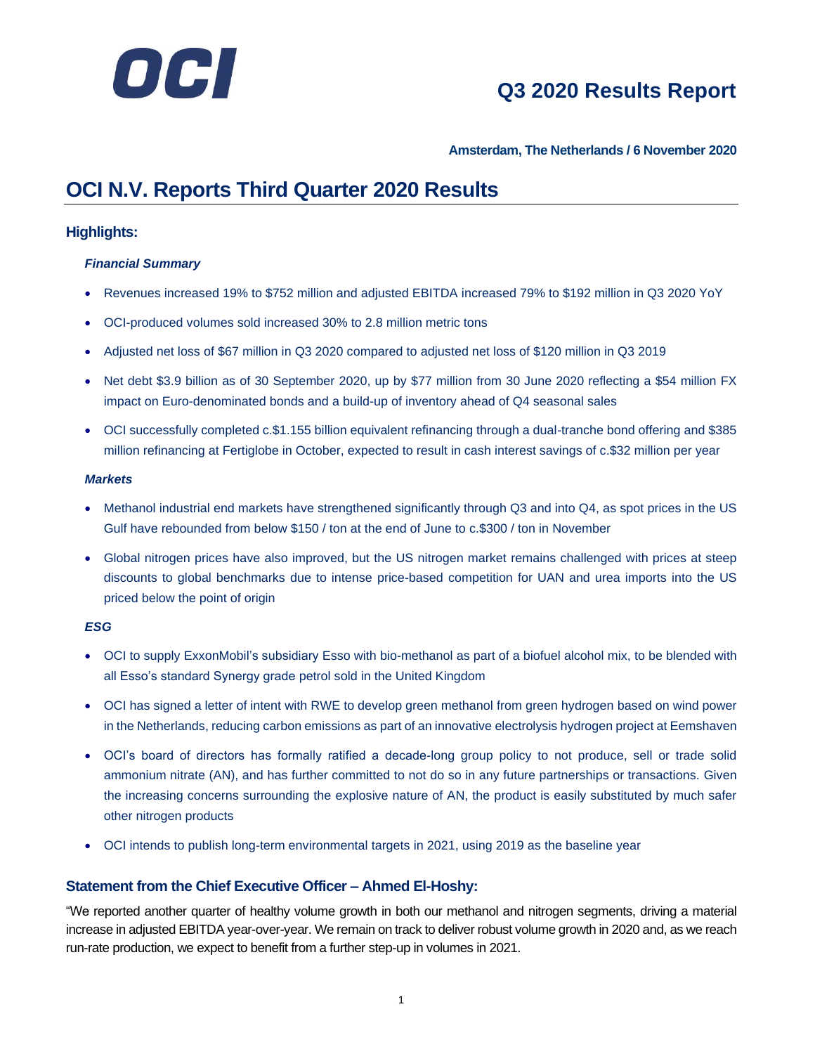OCI

# Q3 2020 Results Report

**Amsterdam, The Netherlands / 6 November 2020**

# OCI N.V. Reports Third Quarter 2020 Results

## Highlights:

***Financial Summary***

- Revenues increased 19% to $752 million and adjusted EBITDA increased 79% to $192 million in Q3 2020 YoY
- OCI-produced volumes sold increased 30% to 2.8 million metric tons
- Adjusted net loss of $67 million in Q3 2020 compared to adjusted net loss of $120 million in Q3 2019
- Net debt $3.9 billion as of 30 September 2020, up by $77 million from 30 June 2020 reflecting a $54 million FX impact on Euro-denominated bonds and a build-up of inventory ahead of Q4 seasonal sales
- OCI successfully completed c.$1.155 billion equivalent refinancing through a dual-tranche bond offering and $385 million refinancing at Fertiglobe in October, expected to result in cash interest savings of c.$32 million per year

***Markets***

- Methanol industrial end markets have strengthened significantly through Q3 and into Q4, as spot prices in the US Gulf have rebounded from below $150 / ton at the end of June to c.$300 / ton in November
- Global nitrogen prices have also improved, but the US nitrogen market remains challenged with prices at steep discounts to global benchmarks due to intense price-based competition for UAN and urea imports into the US priced below the point of origin

***ESG***

- OCI to supply ExxonMobil's subsidiary Esso with bio-methanol as part of a biofuel alcohol mix, to be blended with all Esso's standard Synergy grade petrol sold in the United Kingdom
- OCI has signed a letter of intent with RWE to develop green methanol from green hydrogen based on wind power in the Netherlands, reducing carbon emissions as part of an innovative electrolysis hydrogen project at Eemshaven
- OCI's board of directors has formally ratified a decade-long group policy to not produce, sell or trade solid ammonium nitrate (AN), and has further committed to not do so in any future partnerships or transactions. Given the increasing concerns surrounding the explosive nature of AN, the product is easily substituted by much safer other nitrogen products
- OCI intends to publish long-term environmental targets in 2021, using 2019 as the baseline year

## Statement from the Chief Executive Officer – Ahmed El-Hoshy:

"We reported another quarter of healthy volume growth in both our methanol and nitrogen segments, driving a material increase in adjusted EBITDA year-over-year. We remain on track to deliver robust volume growth in 2020 and, as we reach run-rate production, we expect to benefit from a further step-up in volumes in 2021.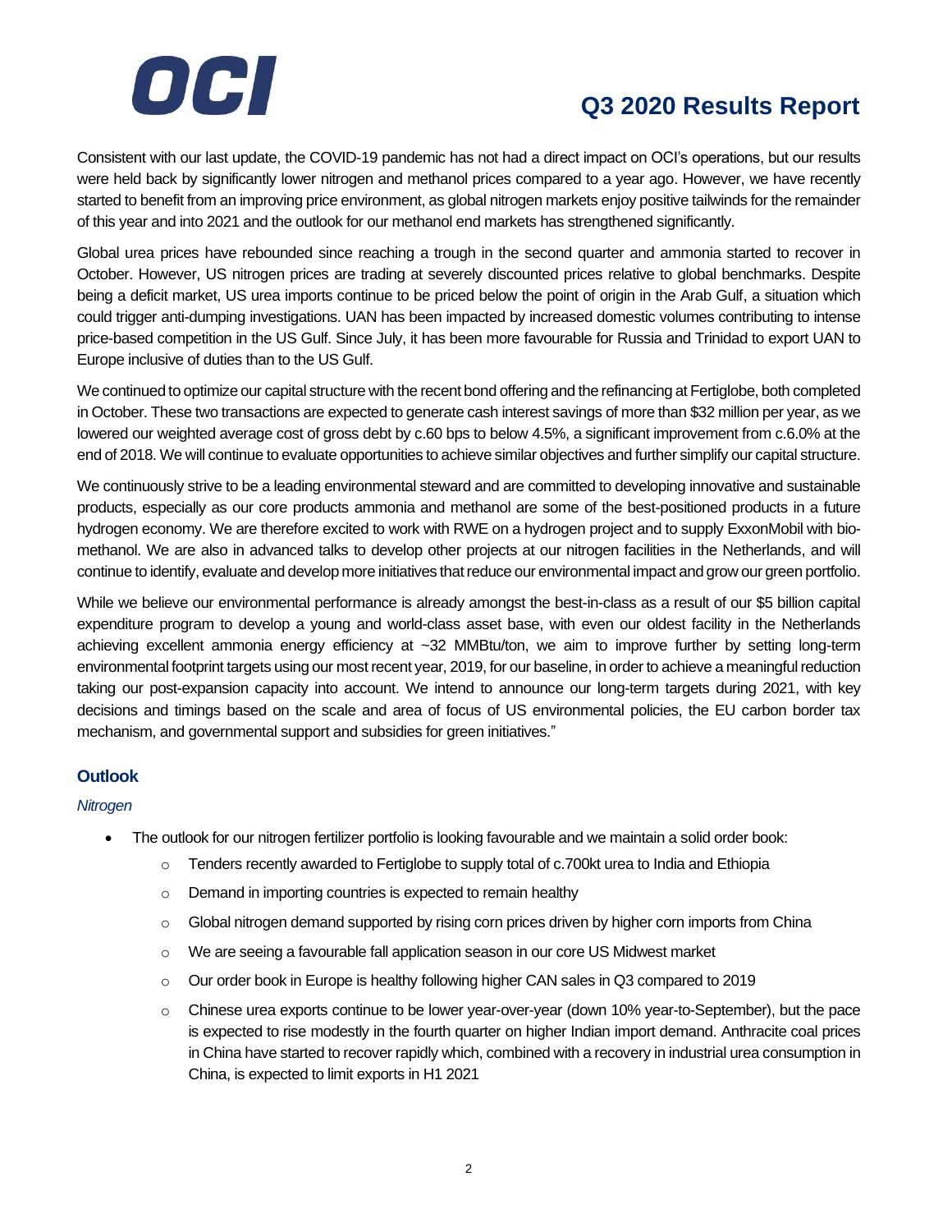Consistent with our last update, the COVID-19 pandemic has not had a direct impact on OCI's operations, but our results were held back by significantly lower nitrogen and methanol prices compared to a year ago. However, we have recently started to benefit from an improving price environment, as global nitrogen markets enjoy positive tailwinds for the remainder of this year and into 2021 and the outlook for our methanol end markets has strengthened significantly.

Global urea prices have rebounded since reaching a trough in the second quarter and ammonia started to recover in October. However, US nitrogen prices are trading at severely discounted prices relative to global benchmarks. Despite being a deficit market, US urea imports continue to be priced below the point of origin in the Arab Gulf, a situation which could trigger anti-dumping investigations. UAN has been impacted by increased domestic volumes contributing to intense price-based competition in the US Gulf. Since July, it has been more favourable for Russia and Trinidad to export UAN to Europe inclusive of duties than to the US Gulf.

We continued to optimize our capital structure with the recent bond offering and the refinancing at Fertiglobe, both completed in October. These two transactions are expected to generate cash interest savings of more than $32 million per year, as we lowered our weighted average cost of gross debt by c.60 bps to below 4.5%, a significant improvement from c.6.0% at the end of 2018. We will continue to evaluate opportunities to achieve similar objectives and further simplify our capital structure.

We continuously strive to be a leading environmental steward and are committed to developing innovative and sustainable products, especially as our core products ammonia and methanol are some of the best-positioned products in a future hydrogen economy. We are therefore excited to work with RWE on a hydrogen project and to supply ExxonMobil with bio-methanol. We are also in advanced talks to develop other projects at our nitrogen facilities in the Netherlands, and will continue to identify, evaluate and develop more initiatives that reduce our environmental impact and grow our green portfolio.

While we believe our environmental performance is already amongst the best-in-class as a result of our $5 billion capital expenditure program to develop a young and world-class asset base, with even our oldest facility in the Netherlands achieving excellent ammonia energy efficiency at ~32 MMBtu/ton, we aim to improve further by setting long-term environmental footprint targets using our most recent year, 2019, for our baseline, in order to achieve a meaningful reduction taking our post-expansion capacity into account. We intend to announce our long-term targets during 2021, with key decisions and timings based on the scale and area of focus of US environmental policies, the EU carbon border tax mechanism, and governmental support and subsidies for green initiatives."

## Outlook

*Nitrogen*

- The outlook for our nitrogen fertilizer portfolio is looking favourable and we maintain a solid order book:
  - Tenders recently awarded to Fertiglobe to supply total of c.700kt urea to India and Ethiopia
  - Demand in importing countries is expected to remain healthy
  - Global nitrogen demand supported by rising corn prices driven by higher corn imports from China
  - We are seeing a favourable fall application season in our core US Midwest market
  - Our order book in Europe is healthy following higher CAN sales in Q3 compared to 2019
  - Chinese urea exports continue to be lower year-over-year (down 10% year-to-September), but the pace is expected to rise modestly in the fourth quarter on higher Indian import demand. Anthracite coal prices in China have started to recover rapidly which, combined with a recovery in industrial urea consumption in China, is expected to limit exports in H1 2021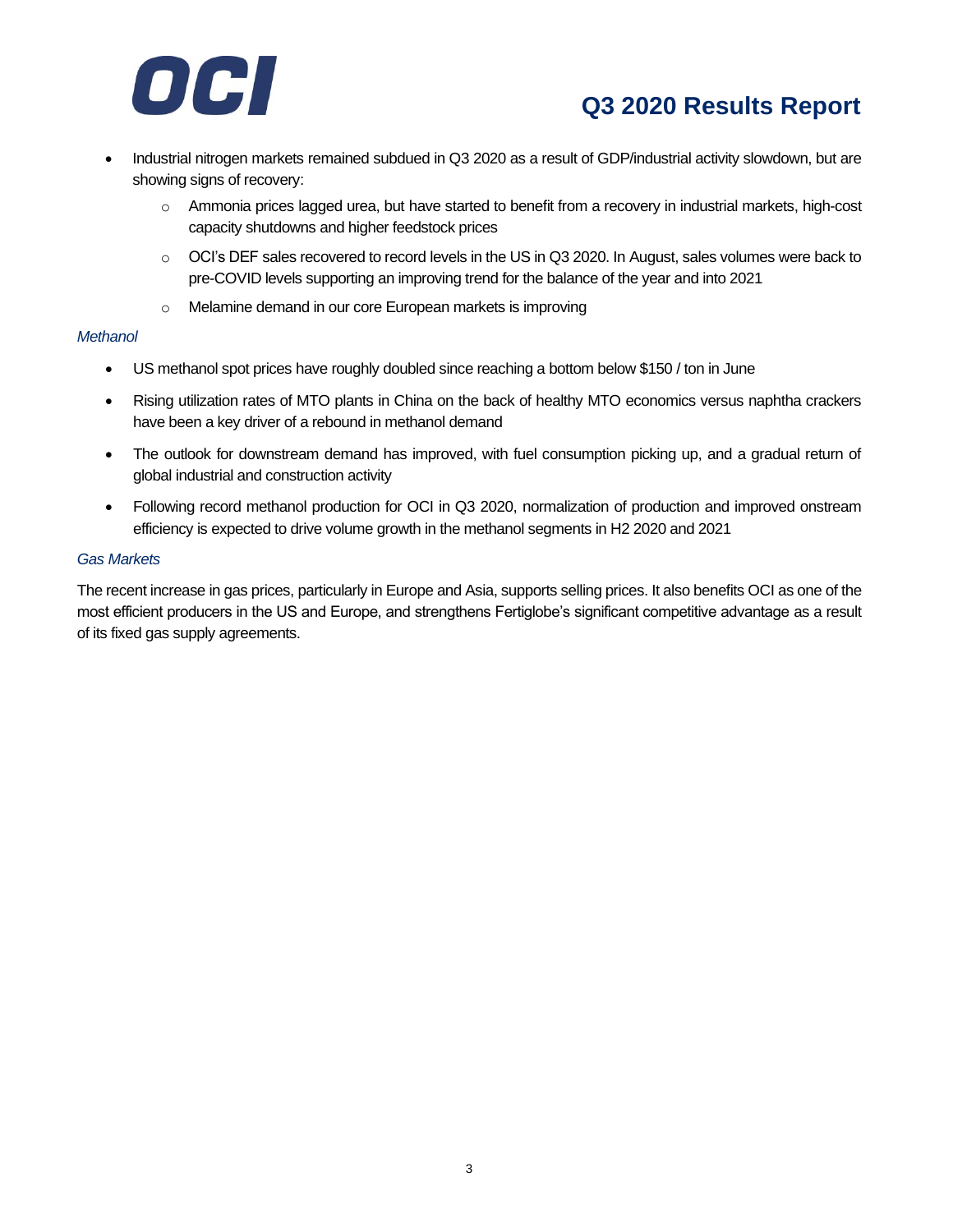- Industrial nitrogen markets remained subdued in Q3 2020 as a result of GDP/industrial activity slowdown, but are showing signs of recovery:
  - Ammonia prices lagged urea, but have started to benefit from a recovery in industrial markets, high-cost capacity shutdowns and higher feedstock prices
  - OCI's DEF sales recovered to record levels in the US in Q3 2020. In August, sales volumes were back to pre-COVID levels supporting an improving trend for the balance of the year and into 2021
  - Melamine demand in our core European markets is improving

*Methanol*

- US methanol spot prices have roughly doubled since reaching a bottom below $150 / ton in June
- Rising utilization rates of MTO plants in China on the back of healthy MTO economics versus naphtha crackers have been a key driver of a rebound in methanol demand
- The outlook for downstream demand has improved, with fuel consumption picking up, and a gradual return of global industrial and construction activity
- Following record methanol production for OCI in Q3 2020, normalization of production and improved onstream efficiency is expected to drive volume growth in the methanol segments in H2 2020 and 2021

*Gas Markets*

The recent increase in gas prices, particularly in Europe and Asia, supports selling prices. It also benefits OCI as one of the most efficient producers in the US and Europe, and strengthens Fertiglobe's significant competitive advantage as a result of its fixed gas supply agreements.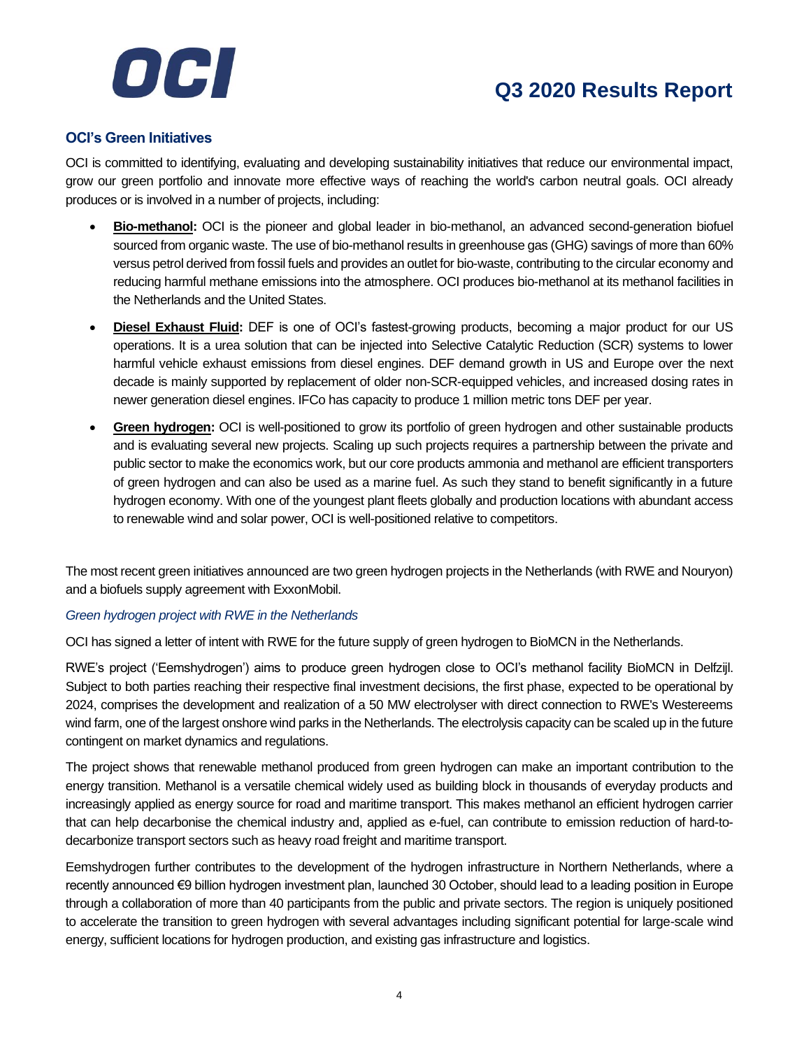## OCI's Green Initiatives

OCI is committed to identifying, evaluating and developing sustainability initiatives that reduce our environmental impact, grow our green portfolio and innovate more effective ways of reaching the world's carbon neutral goals. OCI already produces or is involved in a number of projects, including:

- **Bio-methanol:** OCI is the pioneer and global leader in bio-methanol, an advanced second-generation biofuel sourced from organic waste. The use of bio-methanol results in greenhouse gas (GHG) savings of more than 60% versus petrol derived from fossil fuels and provides an outlet for bio-waste, contributing to the circular economy and reducing harmful methane emissions into the atmosphere. OCI produces bio-methanol at its methanol facilities in the Netherlands and the United States.
- **Diesel Exhaust Fluid:** DEF is one of OCI's fastest-growing products, becoming a major product for our US operations. It is a urea solution that can be injected into Selective Catalytic Reduction (SCR) systems to lower harmful vehicle exhaust emissions from diesel engines. DEF demand growth in US and Europe over the next decade is mainly supported by replacement of older non-SCR-equipped vehicles, and increased dosing rates in newer generation diesel engines. IFCo has capacity to produce 1 million metric tons DEF per year.
- **Green hydrogen:** OCI is well-positioned to grow its portfolio of green hydrogen and other sustainable products and is evaluating several new projects. Scaling up such projects requires a partnership between the private and public sector to make the economics work, but our core products ammonia and methanol are efficient transporters of green hydrogen and can also be used as a marine fuel. As such they stand to benefit significantly in a future hydrogen economy. With one of the youngest plant fleets globally and production locations with abundant access to renewable wind and solar power, OCI is well-positioned relative to competitors.

The most recent green initiatives announced are two green hydrogen projects in the Netherlands (with RWE and Nouryon) and a biofuels supply agreement with ExxonMobil.

*Green hydrogen project with RWE in the Netherlands*

OCI has signed a letter of intent with RWE for the future supply of green hydrogen to BioMCN in the Netherlands.

RWE's project ('Eemshydrogen') aims to produce green hydrogen close to OCI's methanol facility BioMCN in Delfzijl. Subject to both parties reaching their respective final investment decisions, the first phase, expected to be operational by 2024, comprises the development and realization of a 50 MW electrolyser with direct connection to RWE's Westereems wind farm, one of the largest onshore wind parks in the Netherlands. The electrolysis capacity can be scaled up in the future contingent on market dynamics and regulations.

The project shows that renewable methanol produced from green hydrogen can make an important contribution to the energy transition. Methanol is a versatile chemical widely used as building block in thousands of everyday products and increasingly applied as energy source for road and maritime transport. This makes methanol an efficient hydrogen carrier that can help decarbonise the chemical industry and, applied as e-fuel, can contribute to emission reduction of hard-to-decarbonize transport sectors such as heavy road freight and maritime transport.

Eemshydrogen further contributes to the development of the hydrogen infrastructure in Northern Netherlands, where a recently announced €9 billion hydrogen investment plan, launched 30 October, should lead to a leading position in Europe through a collaboration of more than 40 participants from the public and private sectors. The region is uniquely positioned to accelerate the transition to green hydrogen with several advantages including significant potential for large-scale wind energy, sufficient locations for hydrogen production, and existing gas infrastructure and logistics.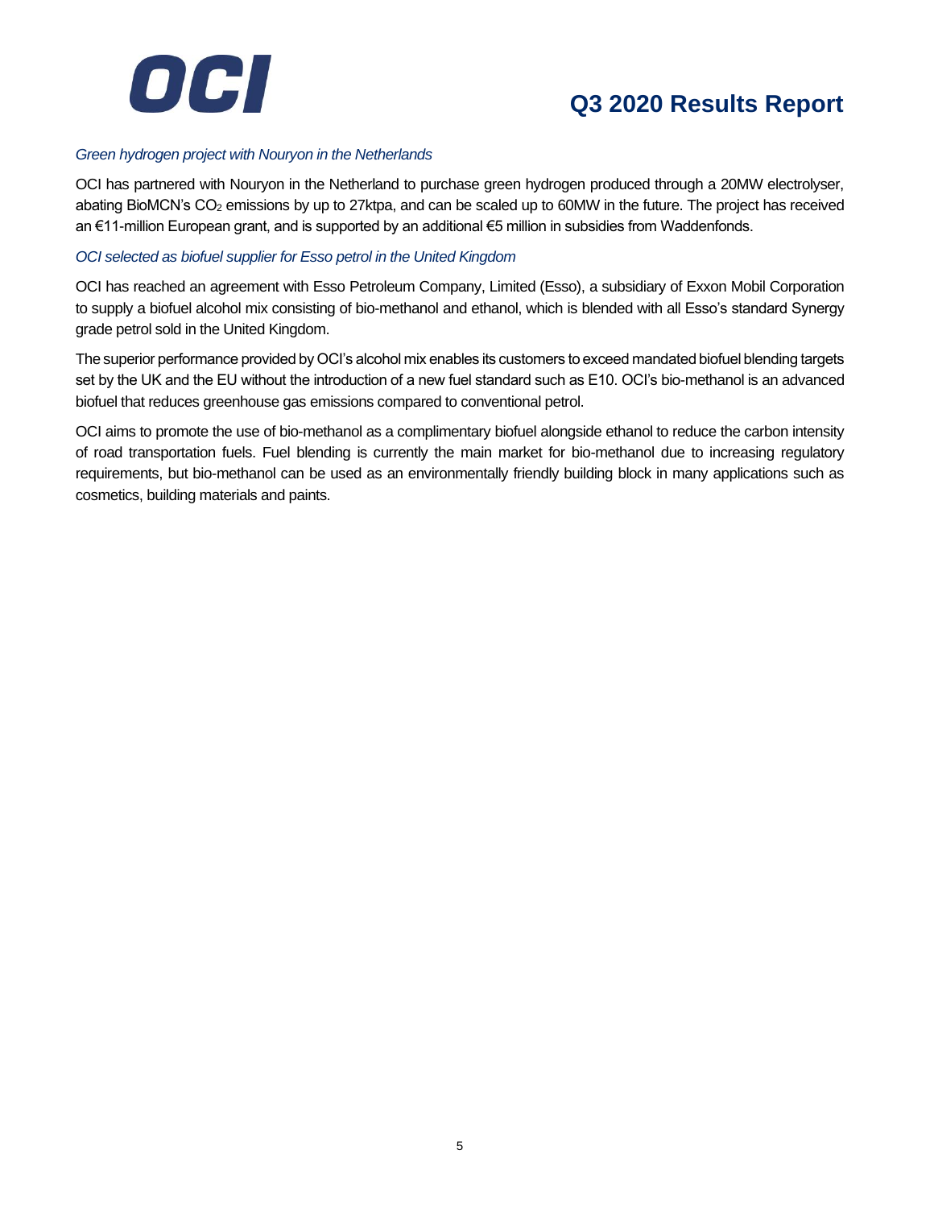*Green hydrogen project with Nouryon in the Netherlands*

OCI has partnered with Nouryon in the Netherland to purchase green hydrogen produced through a 20MW electrolyser, abating BioMCN's $CO_2$ emissions by up to 27ktpa, and can be scaled up to 60MW in the future. The project has received an €11-million European grant, and is supported by an additional €5 million in subsidies from Waddenfonds.

*OCI selected as biofuel supplier for Esso petrol in the United Kingdom*

OCI has reached an agreement with Esso Petroleum Company, Limited (Esso), a subsidiary of Exxon Mobil Corporation to supply a biofuel alcohol mix consisting of bio-methanol and ethanol, which is blended with all Esso's standard Synergy grade petrol sold in the United Kingdom.

The superior performance provided by OCI's alcohol mix enables its customers to exceed mandated biofuel blending targets set by the UK and the EU without the introduction of a new fuel standard such as E10. OCI's bio-methanol is an advanced biofuel that reduces greenhouse gas emissions compared to conventional petrol.

OCI aims to promote the use of bio-methanol as a complimentary biofuel alongside ethanol to reduce the carbon intensity of road transportation fuels. Fuel blending is currently the main market for bio-methanol due to increasing regulatory requirements, but bio-methanol can be used as an environmentally friendly building block in many applications such as cosmetics, building materials and paints.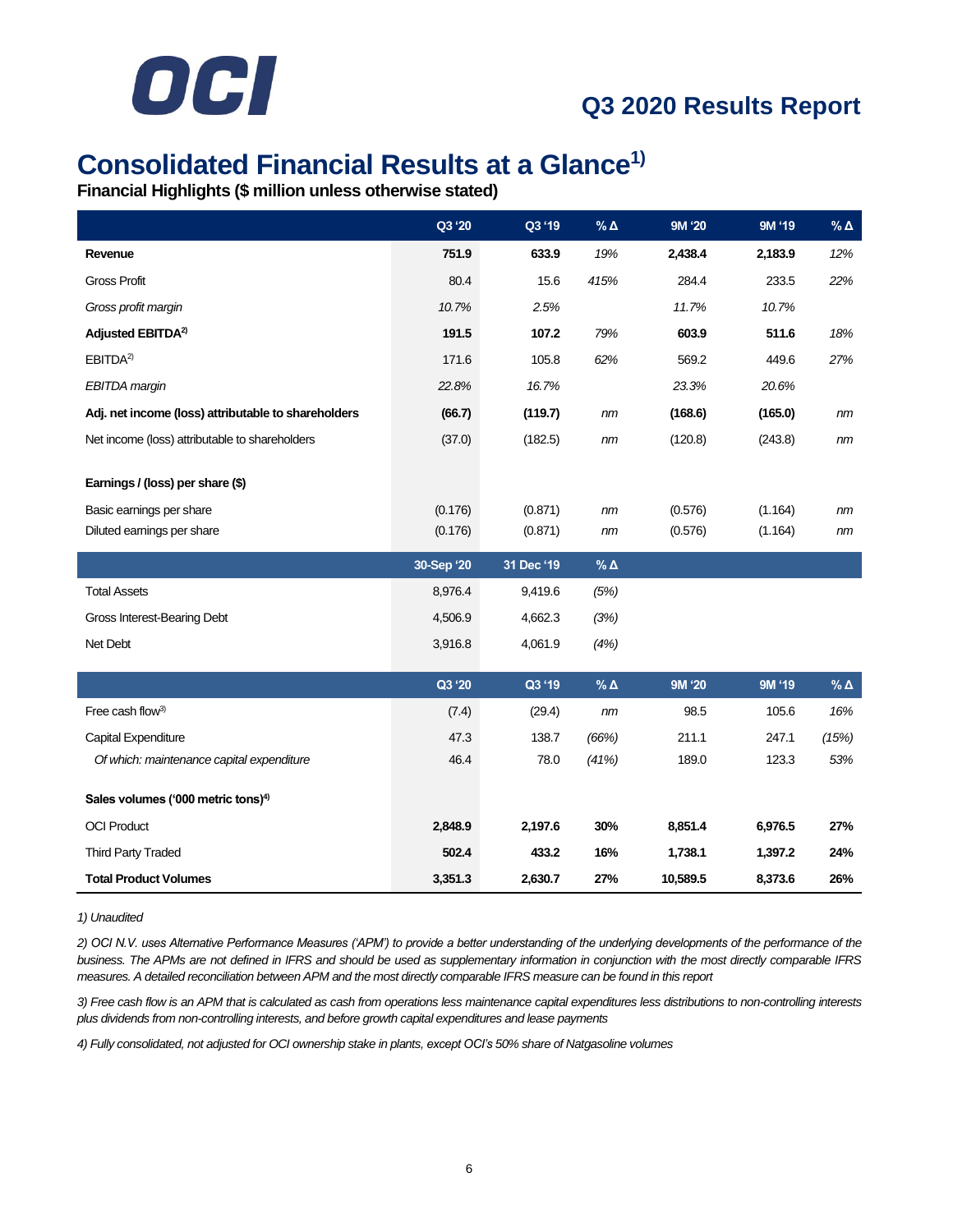# Consolidated Financial Results at a Glance[1)]

**Financial Highlights ($ million unless otherwise stated)**

| | Q3 '20 | Q3 '19 | % Δ | 9M '20 | 9M '19 | % Δ |
|---|---|---|---|---|---|---|
| **Revenue** | **751.9** | **633.9** | *19%* | **2,438.4** | **2,183.9** | *12%* |
| Gross Profit | 80.4 | 15.6 | *415%* | 284.4 | 233.5 | *22%* |
| *Gross profit margin* | *10.7%* | *2.5%* | | *11.7%* | *10.7%* | |
| **Adjusted EBITDA[2)]** | **191.5** | **107.2** | *79%* | **603.9** | **511.6** | *18%* |
| EBITDA[2)] | 171.6 | 105.8 | *62%* | 569.2 | 449.6 | *27%* |
| *EBITDA margin* | *22.8%* | *16.7%* | | *23.3%* | *20.6%* | |
| **Adj. net income (loss) attributable to shareholders** | **(66.7)** | **(119.7)** | *nm* | **(168.6)** | **(165.0)** | *nm* |
| Net income (loss) attributable to shareholders | (37.0) | (182.5) | *nm* | (120.8) | (243.8) | *nm* |
| | | | | | | |
| **Earnings / (loss) per share ($)** | | | | | | |
| Basic earnings per share | (0.176) | (0.871) | *nm* | (0.576) | (1.164) | *nm* |
| Diluted earnings per share | (0.176) | (0.871) | *nm* | (0.576) | (1.164) | *nm* |
| | **30-Sep '20** | **31 Dec '19** | **% Δ** | | | |
| Total Assets | 8,976.4 | 9,419.6 | *(5%)* | | | |
| Gross Interest-Bearing Debt | 4,506.9 | 4,662.3 | *(3%)* | | | |
| Net Debt | 3,916.8 | 4,061.9 | *(4%)* | | | |
| | **Q3 '20** | **Q3 '19** | **% Δ** | **9M '20** | **9M '19** | **% Δ** |
| Free cash flow[3)] | (7.4) | (29.4) | *nm* | 98.5 | 105.6 | *16%* |
| Capital Expenditure | 47.3 | 138.7 | *(66%)* | 211.1 | 247.1 | *(15%)* |
| *Of which: maintenance capital expenditure* | 46.4 | 78.0 | *(41%)* | 189.0 | 123.3 | *53%* |
| | | | | | | |
| **Sales volumes ('000 metric tons)[4)]** | | | | | | |
| OCI Product | **2,848.9** | **2,197.6** | **30%** | **8,851.4** | **6,976.5** | **27%** |
| Third Party Traded | **502.4** | **433.2** | **16%** | **1,738.1** | **1,397.2** | **24%** |
| **Total Product Volumes** | **3,351.3** | **2,630.7** | **27%** | **10,589.5** | **8,373.6** | **26%** |

*1) Unaudited*

*2) OCI N.V. uses Alternative Performance Measures ('APM') to provide a better understanding of the underlying developments of the performance of the business. The APMs are not defined in IFRS and should be used as supplementary information in conjunction with the most directly comparable IFRS measures. A detailed reconciliation between APM and the most directly comparable IFRS measure can be found in this report*

*3) Free cash flow is an APM that is calculated as cash from operations less maintenance capital expenditures less distributions to non-controlling interests plus dividends from non-controlling interests, and before growth capital expenditures and lease payments*

*4) Fully consolidated, not adjusted for OCI ownership stake in plants, except OCI's 50% share of Natgasoline volumes*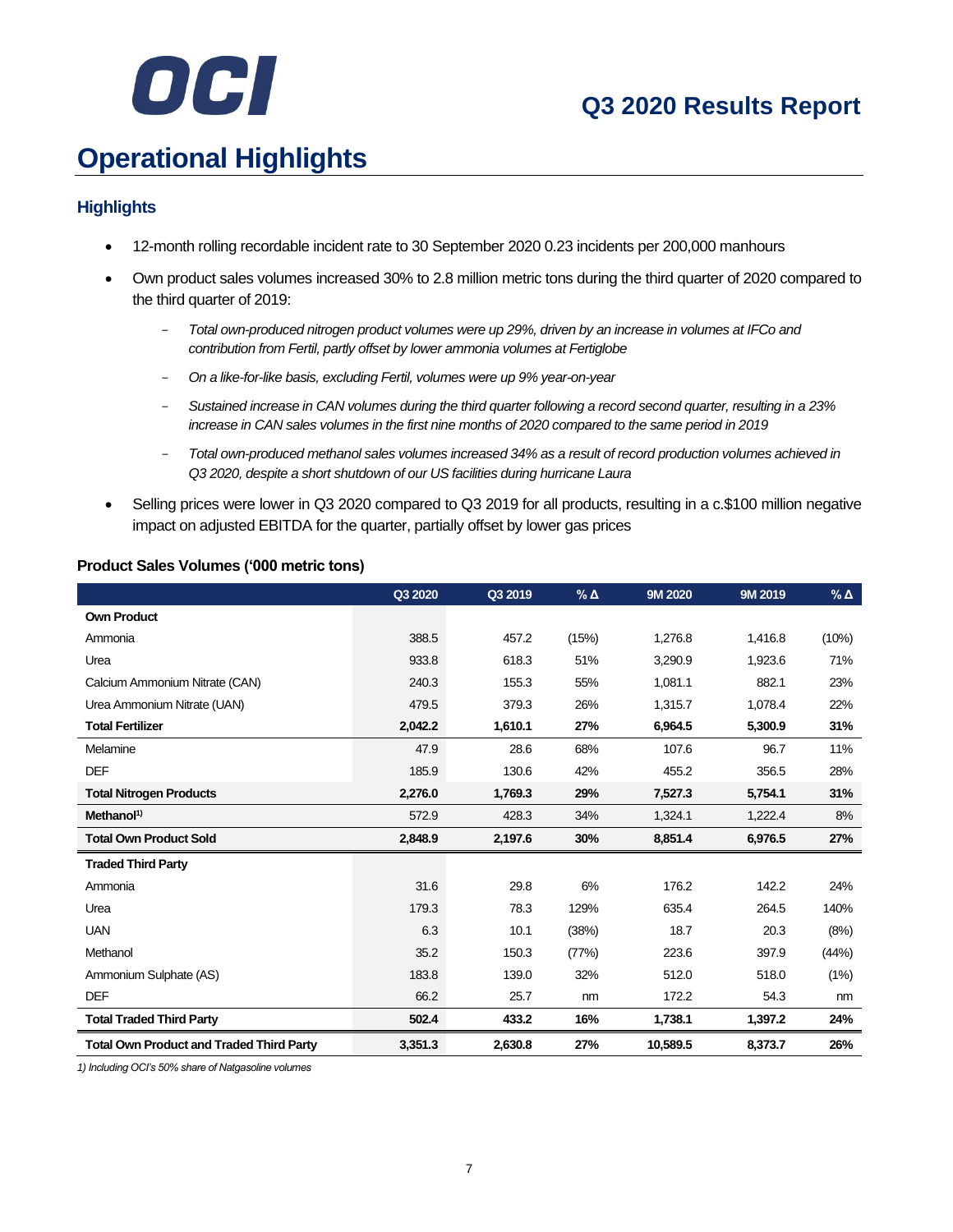# Operational Highlights

## Highlights

- 12-month rolling recordable incident rate to 30 September 2020 0.23 incidents per 200,000 manhours
- Own product sales volumes increased 30% to 2.8 million metric tons during the third quarter of 2020 compared to the third quarter of 2019:
  - *Total own-produced nitrogen product volumes were up 29%, driven by an increase in volumes at IFCo and contribution from Fertil, partly offset by lower ammonia volumes at Fertiglobe*
  - *On a like-for-like basis, excluding Fertil, volumes were up 9% year-on-year*
  - *Sustained increase in CAN volumes during the third quarter following a record second quarter, resulting in a 23% increase in CAN sales volumes in the first nine months of 2020 compared to the same period in 2019*
  - *Total own-produced methanol sales volumes increased 34% as a result of record production volumes achieved in Q3 2020, despite a short shutdown of our US facilities during hurricane Laura*
- Selling prices were lower in Q3 2020 compared to Q3 2019 for all products, resulting in a c.$100 million negative impact on adjusted EBITDA for the quarter, partially offset by lower gas prices

**Product Sales Volumes ('000 metric tons)**

| | Q3 2020 | Q3 2019 | % Δ | 9M 2020 | 9M 2019 | % Δ |
|---|---|---|---|---|---|---|
| **Own Product** | | | | | | |
| Ammonia | 388.5 | 457.2 | (15%) | 1,276.8 | 1,416.8 | (10%) |
| Urea | 933.8 | 618.3 | 51% | 3,290.9 | 1,923.6 | 71% |
| Calcium Ammonium Nitrate (CAN) | 240.3 | 155.3 | 55% | 1,081.1 | 882.1 | 23% |
| Urea Ammonium Nitrate (UAN) | 479.5 | 379.3 | 26% | 1,315.7 | 1,078.4 | 22% |
| **Total Fertilizer** | **2,042.2** | **1,610.1** | **27%** | **6,964.5** | **5,300.9** | **31%** |
| Melamine | 47.9 | 28.6 | 68% | 107.6 | 96.7 | 11% |
| DEF | 185.9 | 130.6 | 42% | 455.2 | 356.5 | 28% |
| **Total Nitrogen Products** | **2,276.0** | **1,769.3** | **29%** | **7,527.3** | **5,754.1** | **31%** |
| **Methanol[1)]** | 572.9 | 428.3 | 34% | 1,324.1 | 1,222.4 | 8% |
| **Total Own Product Sold** | **2,848.9** | **2,197.6** | **30%** | **8,851.4** | **6,976.5** | **27%** |
| **Traded Third Party** | | | | | | |
| Ammonia | 31.6 | 29.8 | 6% | 176.2 | 142.2 | 24% |
| Urea | 179.3 | 78.3 | 129% | 635.4 | 264.5 | 140% |
| UAN | 6.3 | 10.1 | (38%) | 18.7 | 20.3 | (8%) |
| Methanol | 35.2 | 150.3 | (77%) | 223.6 | 397.9 | (44%) |
| Ammonium Sulphate (AS) | 183.8 | 139.0 | 32% | 512.0 | 518.0 | (1%) |
| DEF | 66.2 | 25.7 | nm | 172.2 | 54.3 | nm |
| **Total Traded Third Party** | **502.4** | **433.2** | **16%** | **1,738.1** | **1,397.2** | **24%** |
| **Total Own Product and Traded Third Party** | **3,351.3** | **2,630.8** | **27%** | **10,589.5** | **8,373.7** | **26%** |

*1) Including OCI's 50% share of Natgasoline volumes*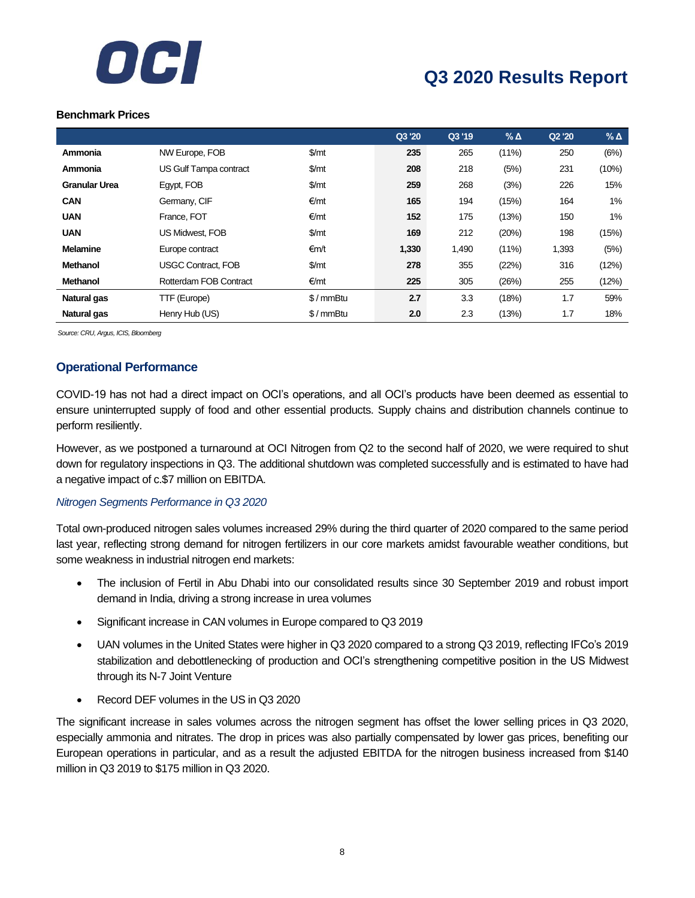### Benchmark Prices

| | | | Q3 '20 | Q3 '19 | % Δ | Q2 '20 | % Δ |
|---|---|---|---|---|---|---|---|
| **Ammonia** | NW Europe, FOB | \$/mt | **235** | 265 | (11%) | 250 | (6%) |
| **Ammonia** | US Gulf Tampa contract | \$/mt | **208** | 218 | (5%) | 231 | (10%) |
| **Granular Urea** | Egypt, FOB | \$/mt | **259** | 268 | (3%) | 226 | 15% |
| **CAN** | Germany, CIF | €/mt | **165** | 194 | (15%) | 164 | 1% |
| **UAN** | France, FOT | €/mt | **152** | 175 | (13%) | 150 | 1% |
| **UAN** | US Midwest, FOB | \$/mt | **169** | 212 | (20%) | 198 | (15%) |
| **Melamine** | Europe contract | €m/t | **1,330** | 1,490 | (11%) | 1,393 | (5%) |
| **Methanol** | USGC Contract, FOB | \$/mt | **278** | 355 | (22%) | 316 | (12%) |
| **Methanol** | Rotterdam FOB Contract | €/mt | **225** | 305 | (26%) | 255 | (12%) |
| **Natural gas** | TTF (Europe) | \$ / mmBtu | **2.7** | 3.3 | (18%) | 1.7 | 59% |
| **Natural gas** | Henry Hub (US) | \$ / mmBtu | **2.0** | 2.3 | (13%) | 1.7 | 18% |

*Source: CRU, Argus, ICIS, Bloomberg*

## Operational Performance

COVID-19 has not had a direct impact on OCI's operations, and all OCI's products have been deemed as essential to ensure uninterrupted supply of food and other essential products. Supply chains and distribution channels continue to perform resiliently.

However, as we postponed a turnaround at OCI Nitrogen from Q2 to the second half of 2020, we were required to shut down for regulatory inspections in Q3. The additional shutdown was completed successfully and is estimated to have had a negative impact of c.$7 million on EBITDA.

*Nitrogen Segments Performance in Q3 2020*

Total own-produced nitrogen sales volumes increased 29% during the third quarter of 2020 compared to the same period last year, reflecting strong demand for nitrogen fertilizers in our core markets amidst favourable weather conditions, but some weakness in industrial nitrogen end markets:

- The inclusion of Fertil in Abu Dhabi into our consolidated results since 30 September 2019 and robust import demand in India, driving a strong increase in urea volumes
- Significant increase in CAN volumes in Europe compared to Q3 2019
- UAN volumes in the United States were higher in Q3 2020 compared to a strong Q3 2019, reflecting IFCo's 2019 stabilization and debottlenecking of production and OCI's strengthening competitive position in the US Midwest through its N-7 Joint Venture
- Record DEF volumes in the US in Q3 2020

The significant increase in sales volumes across the nitrogen segment has offset the lower selling prices in Q3 2020, especially ammonia and nitrates. The drop in prices was also partially compensated by lower gas prices, benefiting our European operations in particular, and as a result the adjusted EBITDA for the nitrogen business increased from $140 million in Q3 2019 to $175 million in Q3 2020.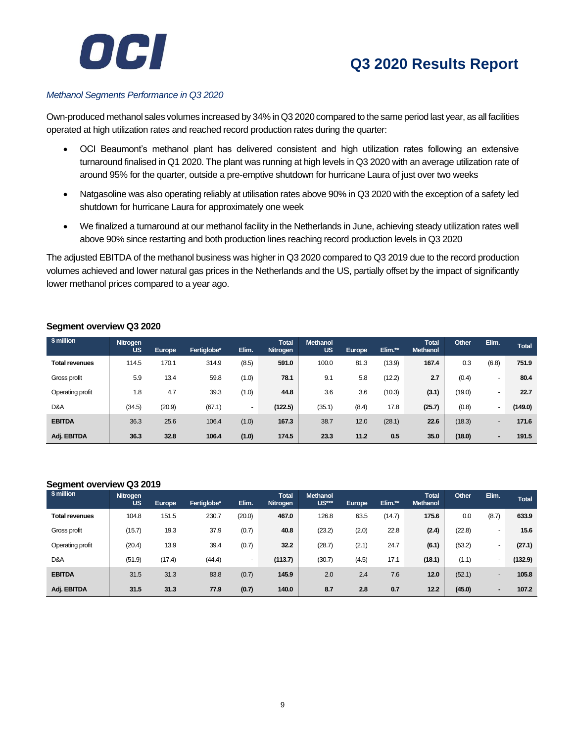*Methanol Segments Performance in Q3 2020*

Own-produced methanol sales volumes increased by 34% in Q3 2020 compared to the same period last year, as all facilities operated at high utilization rates and reached record production rates during the quarter:

- OCI Beaumont's methanol plant has delivered consistent and high utilization rates following an extensive turnaround finalised in Q1 2020. The plant was running at high levels in Q3 2020 with an average utilization rate of around 95% for the quarter, outside a pre-emptive shutdown for hurricane Laura of just over two weeks
- Natgasoline was also operating reliably at utilisation rates above 90% in Q3 2020 with the exception of a safety led shutdown for hurricane Laura for approximately one week
- We finalized a turnaround at our methanol facility in the Netherlands in June, achieving steady utilization rates well above 90% since restarting and both production lines reaching record production levels in Q3 2020

The adjusted EBITDA of the methanol business was higher in Q3 2020 compared to Q3 2019 due to the record production volumes achieved and lower natural gas prices in the Netherlands and the US, partially offset by the impact of significantly lower methanol prices compared to a year ago.

**Segment overview Q3 2020**

| $ million | Nitrogen US | Europe | Fertiglobe* | Elim. | Total Nitrogen | Methanol US | Europe | Elim.** | Total Methanol | Other | Elim. | Total |
|---|---|---|---|---|---|---|---|---|---|---|---|---|
| **Total revenues** | 114.5 | 170.1 | 314.9 | (8.5) | **591.0** | 100.0 | 81.3 | (13.9) | **167.4** | 0.3 | (6.8) | **751.9** |
| Gross profit | 5.9 | 13.4 | 59.8 | (1.0) | **78.1** | 9.1 | 5.8 | (12.2) | **2.7** | (0.4) | - | **80.4** |
| Operating profit | 1.8 | 4.7 | 39.3 | (1.0) | **44.8** | 3.6 | 3.6 | (10.3) | **(3.1)** | (19.0) | - | **22.7** |
| D&A | (34.5) | (20.9) | (67.1) | - | **(122.5)** | (35.1) | (8.4) | 17.8 | **(25.7)** | (0.8) | - | **(149.0)** |
| **EBITDA** | 36.3 | 25.6 | 106.4 | (1.0) | **167.3** | 38.7 | 12.0 | (28.1) | **22.6** | (18.3) | - | **171.6** |
| **Adj. EBITDA** | **36.3** | **32.8** | **106.4** | **(1.0)** | **174.5** | **23.3** | **11.2** | **0.5** | **35.0** | **(18.0)** | **-** | **191.5** |

**Segment overview Q3 2019**

| $ million | Nitrogen US | Europe | Fertiglobe* | Elim. | Total Nitrogen | Methanol US*** | Europe | Elim.** | Total Methanol | Other | Elim. | Total |
|---|---|---|---|---|---|---|---|---|---|---|---|---|
| **Total revenues** | 104.8 | 151.5 | 230.7 | (20.0) | **467.0** | 126.8 | 63.5 | (14.7) | **175.6** | 0.0 | (8.7) | **633.9** |
| Gross profit | (15.7) | 19.3 | 37.9 | (0.7) | **40.8** | (23.2) | (2.0) | 22.8 | **(2.4)** | (22.8) | - | **15.6** |
| Operating profit | (20.4) | 13.9 | 39.4 | (0.7) | **32.2** | (28.7) | (2.1) | 24.7 | **(6.1)** | (53.2) | - | **(27.1)** |
| D&A | (51.9) | (17.4) | (44.4) | - | **(113.7)** | (30.7) | (4.5) | 17.1 | **(18.1)** | (1.1) | - | **(132.9)** |
| **EBITDA** | 31.5 | 31.3 | 83.8 | (0.7) | **145.9** | 2.0 | 2.4 | 7.6 | **12.0** | (52.1) | - | **105.8** |
| **Adj. EBITDA** | **31.5** | **31.3** | **77.9** | **(0.7)** | **140.0** | **8.7** | **2.8** | **0.7** | **12.2** | **(45.0)** | **-** | **107.2** |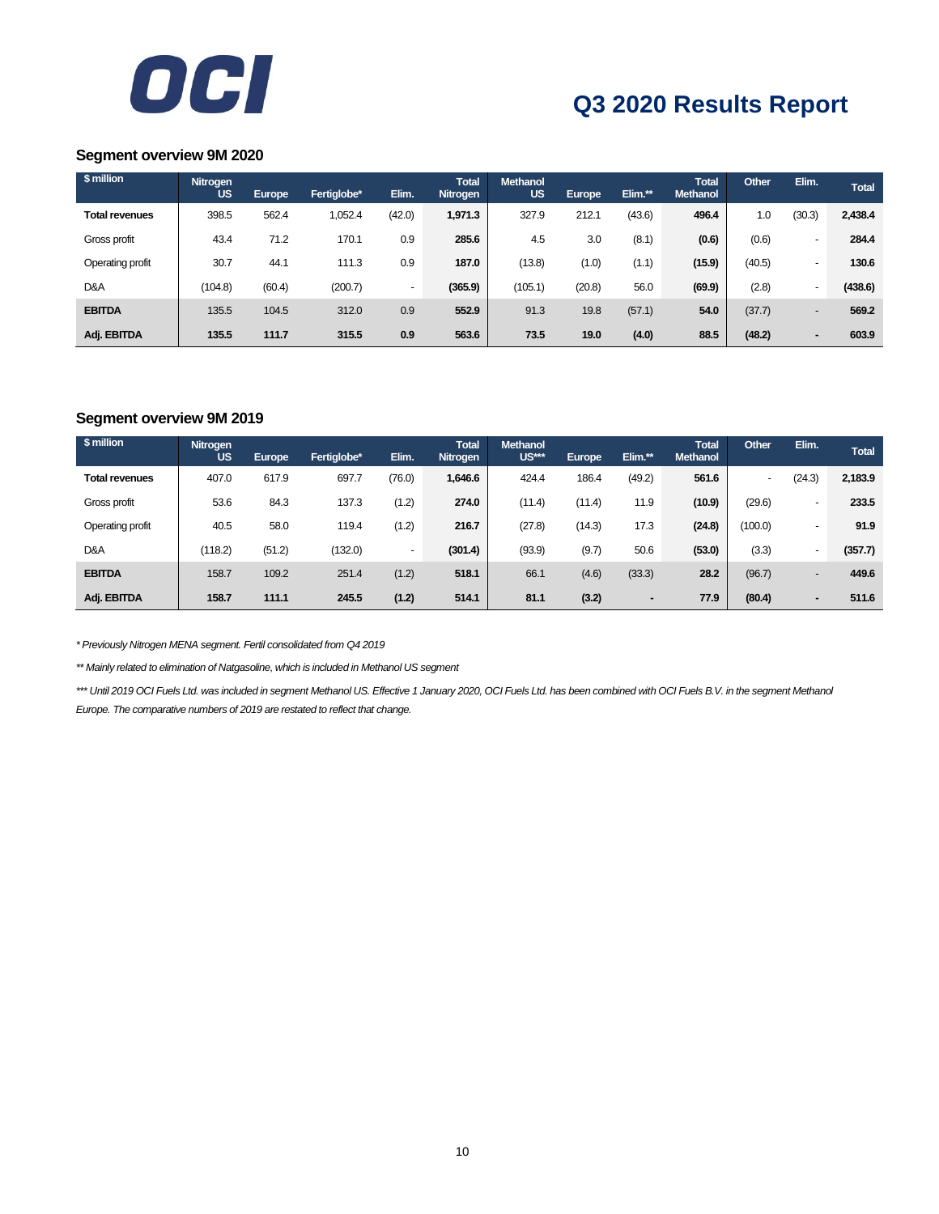### Segment overview 9M 2020

| $ million | Nitrogen US | Europe | Fertiglobe* | Elim. | Total Nitrogen | Methanol US | Europe | Elim.** | Total Methanol | Other | Elim. | Total |
|---|---|---|---|---|---|---|---|---|---|---|---|---|
| **Total revenues** | 398.5 | 562.4 | 1,052.4 | (42.0) | **1,971.3** | 327.9 | 212.1 | (43.6) | **496.4** | 1.0 | (30.3) | **2,438.4** |
| Gross profit | 43.4 | 71.2 | 170.1 | 0.9 | **285.6** | 4.5 | 3.0 | (8.1) | **(0.6)** | (0.6) | - | **284.4** |
| Operating profit | 30.7 | 44.1 | 111.3 | 0.9 | **187.0** | (13.8) | (1.0) | (1.1) | **(15.9)** | (40.5) | - | **130.6** |
| D&A | (104.8) | (60.4) | (200.7) | - | **(365.9)** | (105.1) | (20.8) | 56.0 | **(69.9)** | (2.8) | - | **(438.6)** |
| **EBITDA** | 135.5 | 104.5 | 312.0 | 0.9 | **552.9** | 91.3 | 19.8 | (57.1) | **54.0** | (37.7) | - | **569.2** |
| **Adj. EBITDA** | **135.5** | **111.7** | **315.5** | **0.9** | **563.6** | **73.5** | **19.0** | **(4.0)** | **88.5** | **(48.2)** | **-** | **603.9** |

### Segment overview 9M 2019

| $ million | Nitrogen US | Europe | Fertiglobe* | Elim. | Total Nitrogen | Methanol US*** | Europe | Elim.** | Total Methanol | Other | Elim. | Total |
|---|---|---|---|---|---|---|---|---|---|---|---|---|
| **Total revenues** | 407.0 | 617.9 | 697.7 | (76.0) | **1,646.6** | 424.4 | 186.4 | (49.2) | **561.6** | - | (24.3) | **2,183.9** |
| Gross profit | 53.6 | 84.3 | 137.3 | (1.2) | **274.0** | (11.4) | (11.4) | 11.9 | **(10.9)** | (29.6) | - | **233.5** |
| Operating profit | 40.5 | 58.0 | 119.4 | (1.2) | **216.7** | (27.8) | (14.3) | 17.3 | **(24.8)** | (100.0) | - | **91.9** |
| D&A | (118.2) | (51.2) | (132.0) | - | **(301.4)** | (93.9) | (9.7) | 50.6 | **(53.0)** | (3.3) | - | **(357.7)** |
| **EBITDA** | 158.7 | 109.2 | 251.4 | (1.2) | **518.1** | 66.1 | (4.6) | (33.3) | **28.2** | (96.7) | - | **449.6** |
| **Adj. EBITDA** | **158.7** | **111.1** | **245.5** | **(1.2)** | **514.1** | **81.1** | **(3.2)** | **-** | **77.9** | **(80.4)** | **-** | **511.6** |

*\* Previously Nitrogen MENA segment. Fertil consolidated from Q4 2019*

*\*\* Mainly related to elimination of Natgasoline, which is included in Methanol US segment*

*\*\*\* Until 2019 OCI Fuels Ltd. was included in segment Methanol US. Effective 1 January 2020, OCI Fuels Ltd. has been combined with OCI Fuels B.V. in the segment Methanol Europe. The comparative numbers of 2019 are restated to reflect that change.*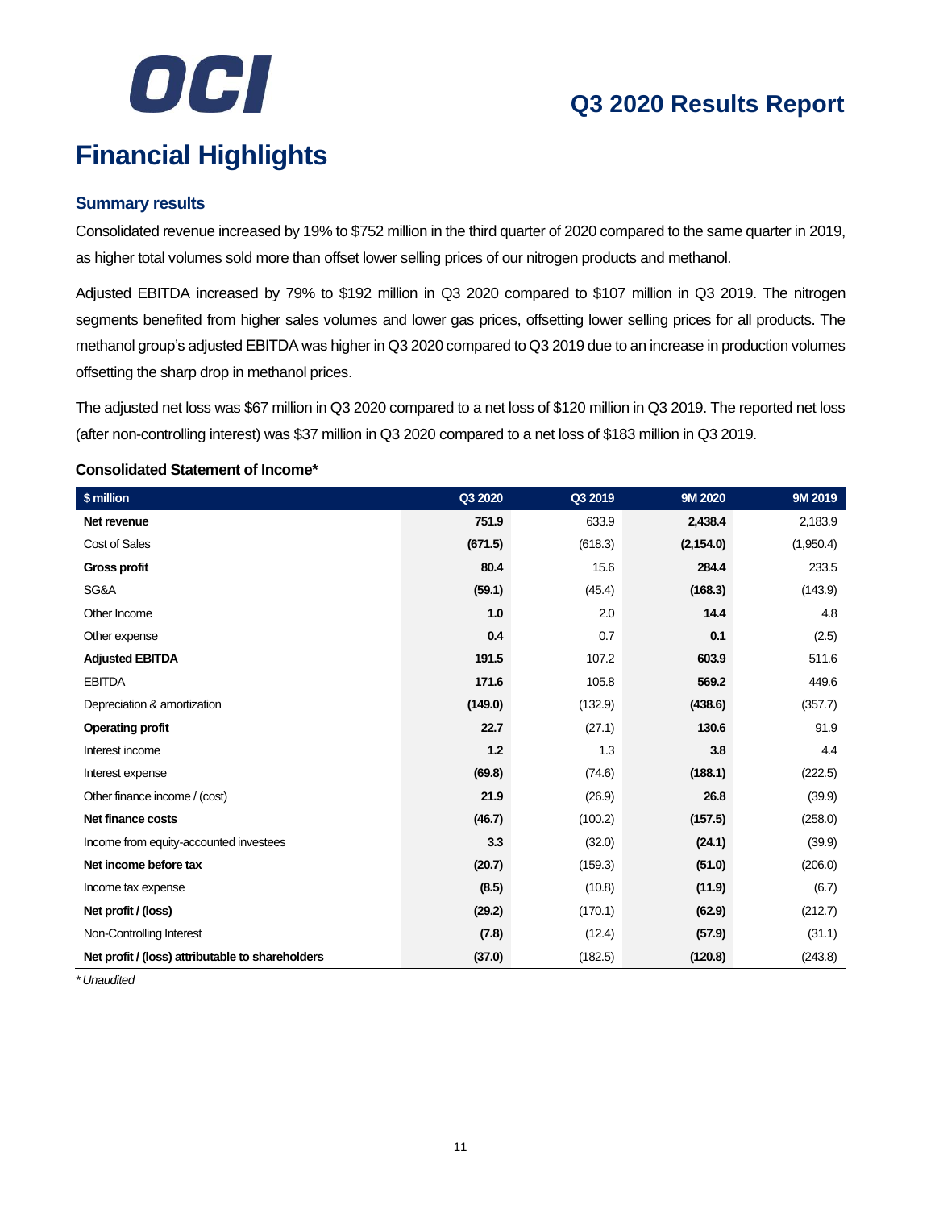# Financial Highlights

## Summary results

Consolidated revenue increased by 19% to $752 million in the third quarter of 2020 compared to the same quarter in 2019, as higher total volumes sold more than offset lower selling prices of our nitrogen products and methanol.

Adjusted EBITDA increased by 79% to $192 million in Q3 2020 compared to $107 million in Q3 2019. The nitrogen segments benefited from higher sales volumes and lower gas prices, offsetting lower selling prices for all products. The methanol group's adjusted EBITDA was higher in Q3 2020 compared to Q3 2019 due to an increase in production volumes offsetting the sharp drop in methanol prices.

The adjusted net loss was $67 million in Q3 2020 compared to a net loss of $120 million in Q3 2019. The reported net loss (after non-controlling interest) was $37 million in Q3 2020 compared to a net loss of $183 million in Q3 2019.

### Consolidated Statement of Income*

| $ million | Q3 2020 | Q3 2019 | 9M 2020 | 9M 2019 |
|---|---|---|---|---|
| **Net revenue** | **751.9** | 633.9 | **2,438.4** | 2,183.9 |
| Cost of Sales | **(671.5)** | (618.3) | **(2,154.0)** | (1,950.4) |
| **Gross profit** | **80.4** | 15.6 | **284.4** | 233.5 |
| SG&A | **(59.1)** | (45.4) | **(168.3)** | (143.9) |
| Other Income | **1.0** | 2.0 | **14.4** | 4.8 |
| Other expense | **0.4** | 0.7 | **0.1** | (2.5) |
| **Adjusted EBITDA** | **191.5** | 107.2 | **603.9** | 511.6 |
| EBITDA | **171.6** | 105.8 | **569.2** | 449.6 |
| Depreciation & amortization | **(149.0)** | (132.9) | **(438.6)** | (357.7) |
| **Operating profit** | **22.7** | (27.1) | **130.6** | 91.9 |
| Interest income | **1.2** | 1.3 | **3.8** | 4.4 |
| Interest expense | **(69.8)** | (74.6) | **(188.1)** | (222.5) |
| Other finance income / (cost) | **21.9** | (26.9) | **26.8** | (39.9) |
| **Net finance costs** | **(46.7)** | (100.2) | **(157.5)** | (258.0) |
| Income from equity-accounted investees | **3.3** | (32.0) | **(24.1)** | (39.9) |
| **Net income before tax** | **(20.7)** | (159.3) | **(51.0)** | (206.0) |
| Income tax expense | **(8.5)** | (10.8) | **(11.9)** | (6.7) |
| **Net profit / (loss)** | **(29.2)** | (170.1) | **(62.9)** | (212.7) |
| Non-Controlling Interest | **(7.8)** | (12.4) | **(57.9)** | (31.1) |
| **Net profit / (loss) attributable to shareholders** | **(37.0)** | (182.5) | **(120.8)** | (243.8) |

*\* Unaudited*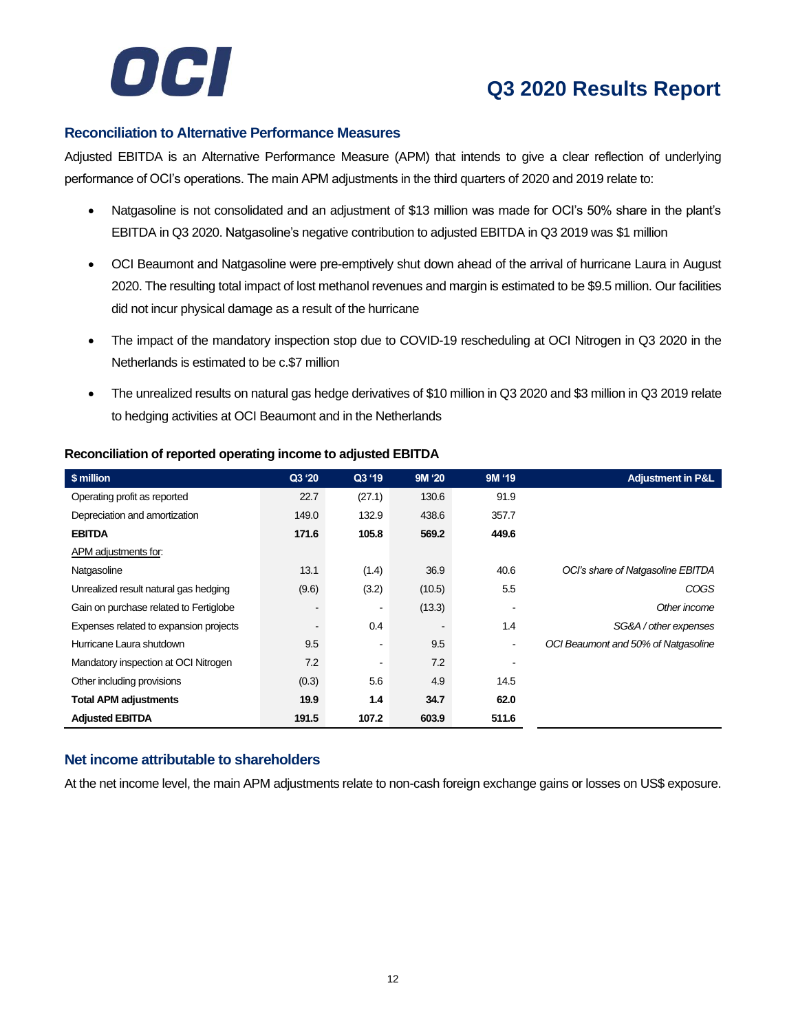## Reconciliation to Alternative Performance Measures

Adjusted EBITDA is an Alternative Performance Measure (APM) that intends to give a clear reflection of underlying performance of OCI's operations. The main APM adjustments in the third quarters of 2020 and 2019 relate to:

- Natgasoline is not consolidated and an adjustment of $13 million was made for OCI's 50% share in the plant's EBITDA in Q3 2020. Natgasoline's negative contribution to adjusted EBITDA in Q3 2019 was $1 million
- OCI Beaumont and Natgasoline were pre-emptively shut down ahead of the arrival of hurricane Laura in August 2020. The resulting total impact of lost methanol revenues and margin is estimated to be $9.5 million. Our facilities did not incur physical damage as a result of the hurricane
- The impact of the mandatory inspection stop due to COVID-19 rescheduling at OCI Nitrogen in Q3 2020 in the Netherlands is estimated to be c.$7 million
- The unrealized results on natural gas hedge derivatives of $10 million in Q3 2020 and $3 million in Q3 2019 relate to hedging activities at OCI Beaumont and in the Netherlands

**Reconciliation of reported operating income to adjusted EBITDA**

| $ million | Q3 '20 | Q3 '19 | 9M '20 | 9M '19 | Adjustment in P&L |
|---|---|---|---|---|---|
| Operating profit as reported | 22.7 | (27.1) | 130.6 | 91.9 | |
| Depreciation and amortization | 149.0 | 132.9 | 438.6 | 357.7 | |
| **EBITDA** | **171.6** | **105.8** | **569.2** | **449.6** | |
| APM adjustments for: | | | | | |
| Natgasoline | 13.1 | (1.4) | 36.9 | 40.6 | *OCI's share of Natgasoline EBITDA* |
| Unrealized result natural gas hedging | (9.6) | (3.2) | (10.5) | 5.5 | *COGS* |
| Gain on purchase related to Fertiglobe | - | - | (13.3) | - | *Other income* |
| Expenses related to expansion projects | - | 0.4 | - | 1.4 | *SG&A / other expenses* |
| Hurricane Laura shutdown | 9.5 | - | 9.5 | - | *OCI Beaumont and 50% of Natgasoline* |
| Mandatory inspection at OCI Nitrogen | 7.2 | - | 7.2 | - | |
| Other including provisions | (0.3) | 5.6 | 4.9 | 14.5 | |
| **Total APM adjustments** | **19.9** | **1.4** | **34.7** | **62.0** | |
| **Adjusted EBITDA** | **191.5** | **107.2** | **603.9** | **511.6** | |

## Net income attributable to shareholders

At the net income level, the main APM adjustments relate to non-cash foreign exchange gains or losses on US$ exposure.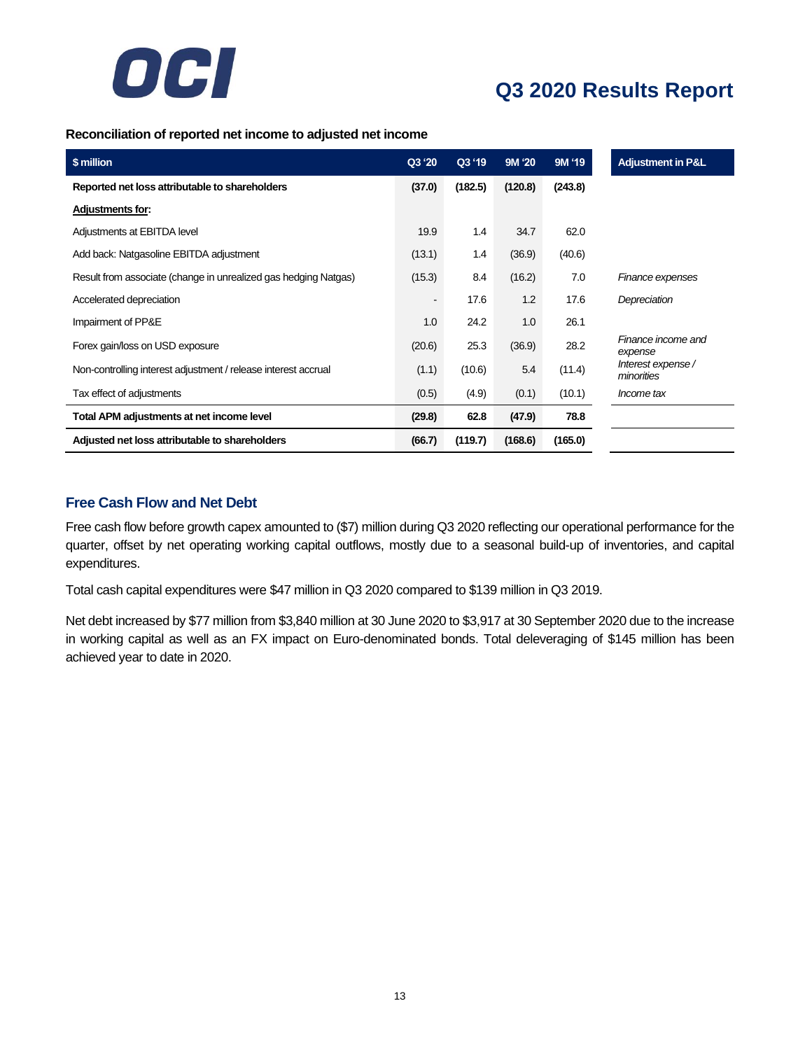**Reconciliation of reported net income to adjusted net income**

| $ million | Q3 '20 | Q3 '19 | 9M '20 | 9M '19 | Adjustment in P&L |
|---|---|---|---|---|---|
| **Reported net loss attributable to shareholders** | **(37.0)** | **(182.5)** | **(120.8)** | **(243.8)** | |
| **Adjustments for:** | | | | | |
| Adjustments at EBITDA level | 19.9 | 1.4 | 34.7 | 62.0 | |
| Add back: Natgasoline EBITDA adjustment | (13.1) | 1.4 | (36.9) | (40.6) | |
| Result from associate (change in unrealized gas hedging Natgas) | (15.3) | 8.4 | (16.2) | 7.0 | *Finance expenses* |
| Accelerated depreciation | - | 17.6 | 1.2 | 17.6 | *Depreciation* |
| Impairment of PP&E | 1.0 | 24.2 | 1.0 | 26.1 | |
| Forex gain/loss on USD exposure | (20.6) | 25.3 | (36.9) | 28.2 | *Finance income and expense* |
| Non-controlling interest adjustment / release interest accrual | (1.1) | (10.6) | 5.4 | (11.4) | *Interest expense / minorities* |
| Tax effect of adjustments | (0.5) | (4.9) | (0.1) | (10.1) | *Income tax* |
| **Total APM adjustments at net income level** | **(29.8)** | **62.8** | **(47.9)** | **78.8** | |
| **Adjusted net loss attributable to shareholders** | **(66.7)** | **(119.7)** | **(168.6)** | **(165.0)** | |

## Free Cash Flow and Net Debt

Free cash flow before growth capex amounted to ($7) million during Q3 2020 reflecting our operational performance for the quarter, offset by net operating working capital outflows, mostly due to a seasonal build-up of inventories, and capital expenditures.

Total cash capital expenditures were $47 million in Q3 2020 compared to $139 million in Q3 2019.

Net debt increased by $77 million from $3,840 million at 30 June 2020 to $3,917 at 30 September 2020 due to the increase in working capital as well as an FX impact on Euro-denominated bonds. Total deleveraging of $145 million has been achieved year to date in 2020.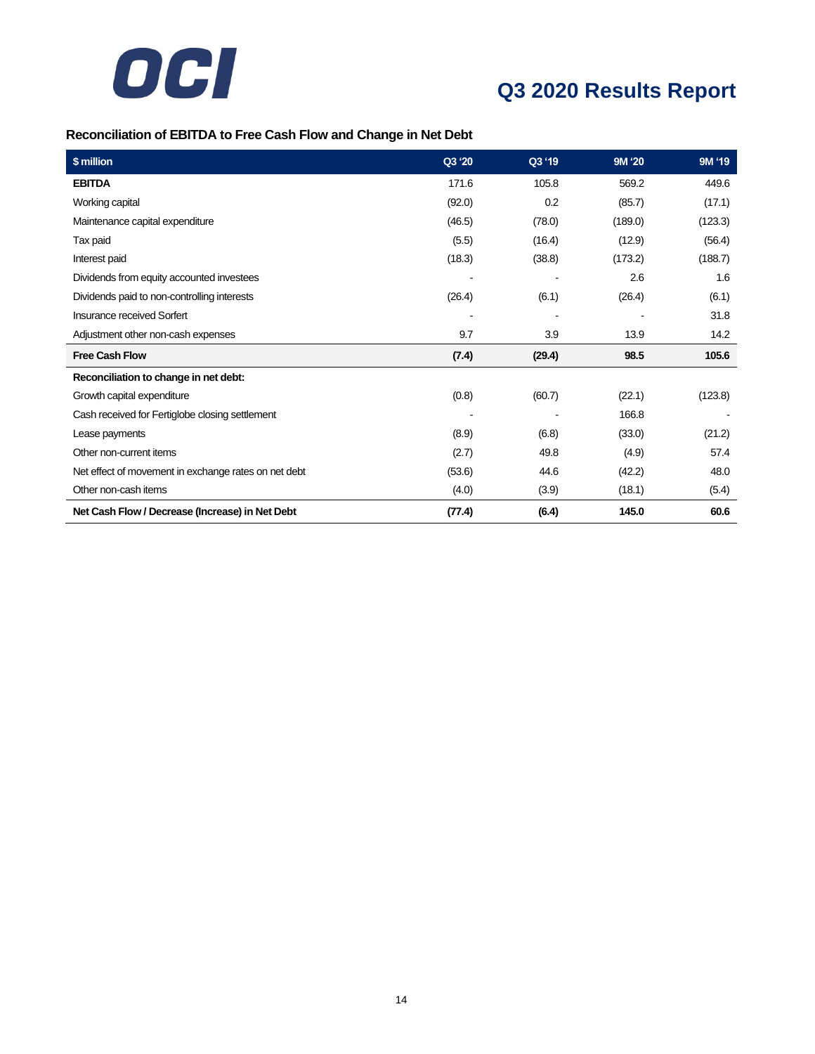## Reconciliation of EBITDA to Free Cash Flow and Change in Net Debt

| $ million | Q3 '20 | Q3 '19 | 9M '20 | 9M '19 |
|---|---|---|---|---|
| **EBITDA** | 171.6 | 105.8 | 569.2 | 449.6 |
| Working capital | (92.0) | 0.2 | (85.7) | (17.1) |
| Maintenance capital expenditure | (46.5) | (78.0) | (189.0) | (123.3) |
| Tax paid | (5.5) | (16.4) | (12.9) | (56.4) |
| Interest paid | (18.3) | (38.8) | (173.2) | (188.7) |
| Dividends from equity accounted investees | - | - | 2.6 | 1.6 |
| Dividends paid to non-controlling interests | (26.4) | (6.1) | (26.4) | (6.1) |
| Insurance received Sorfert | - | - | - | 31.8 |
| Adjustment other non-cash expenses | 9.7 | 3.9 | 13.9 | 14.2 |
| **Free Cash Flow** | **(7.4)** | **(29.4)** | **98.5** | **105.6** |
| **Reconciliation to change in net debt:** | | | | |
| Growth capital expenditure | (0.8) | (60.7) | (22.1) | (123.8) |
| Cash received for Fertiglobe closing settlement | - | - | 166.8 | - |
| Lease payments | (8.9) | (6.8) | (33.0) | (21.2) |
| Other non-current items | (2.7) | 49.8 | (4.9) | 57.4 |
| Net effect of movement in exchange rates on net debt | (53.6) | 44.6 | (42.2) | 48.0 |
| Other non-cash items | (4.0) | (3.9) | (18.1) | (5.4) |
| **Net Cash Flow / Decrease (Increase) in Net Debt** | **(77.4)** | **(6.4)** | **145.0** | **60.6** |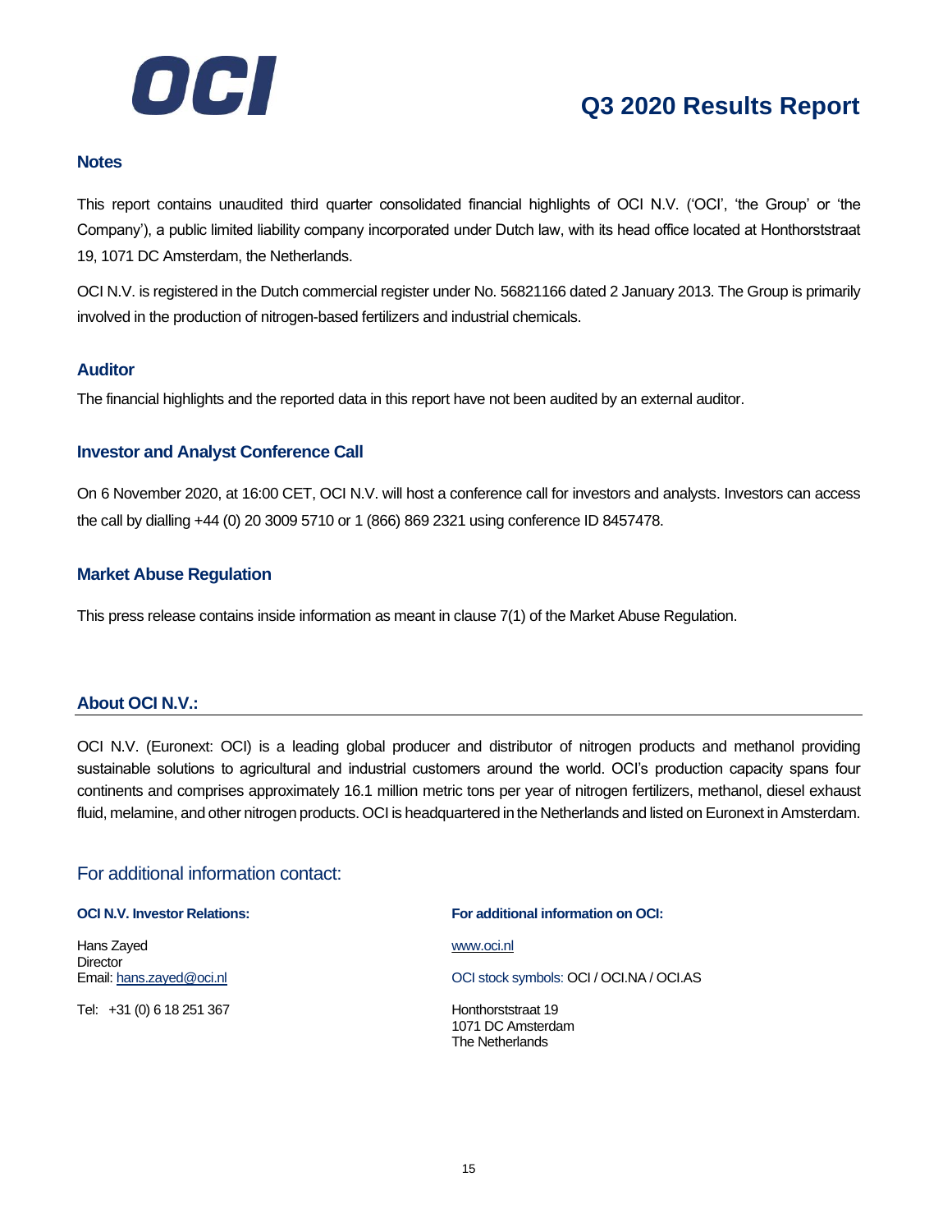## Notes

This report contains unaudited third quarter consolidated financial highlights of OCI N.V. ('OCI', 'the Group' or 'the Company'), a public limited liability company incorporated under Dutch law, with its head office located at Honthorststraat 19, 1071 DC Amsterdam, the Netherlands.

OCI N.V. is registered in the Dutch commercial register under No. 56821166 dated 2 January 2013. The Group is primarily involved in the production of nitrogen-based fertilizers and industrial chemicals.

## Auditor

The financial highlights and the reported data in this report have not been audited by an external auditor.

## Investor and Analyst Conference Call

On 6 November 2020, at 16:00 CET, OCI N.V. will host a conference call for investors and analysts. Investors can access the call by dialling +44 (0) 20 3009 5710 or 1 (866) 869 2321 using conference ID 8457478.

## Market Abuse Regulation

This press release contains inside information as meant in clause 7(1) of the Market Abuse Regulation.

## About OCI N.V.:

OCI N.V. (Euronext: OCI) is a leading global producer and distributor of nitrogen products and methanol providing sustainable solutions to agricultural and industrial customers around the world. OCI's production capacity spans four continents and comprises approximately 16.1 million metric tons per year of nitrogen fertilizers, methanol, diesel exhaust fluid, melamine, and other nitrogen products. OCI is headquartered in the Netherlands and listed on Euronext in Amsterdam.

## For additional information contact:

**OCI N.V. Investor Relations:**

Hans Zayed
Director
Email: hans.zayed@oci.nl

Tel: +31 (0) 6 18 251 367

**For additional information on OCI:**

www.oci.nl

OCI stock symbols: OCI / OCI.NA / OCI.AS

Honthorststraat 19
1071 DC Amsterdam
The Netherlands